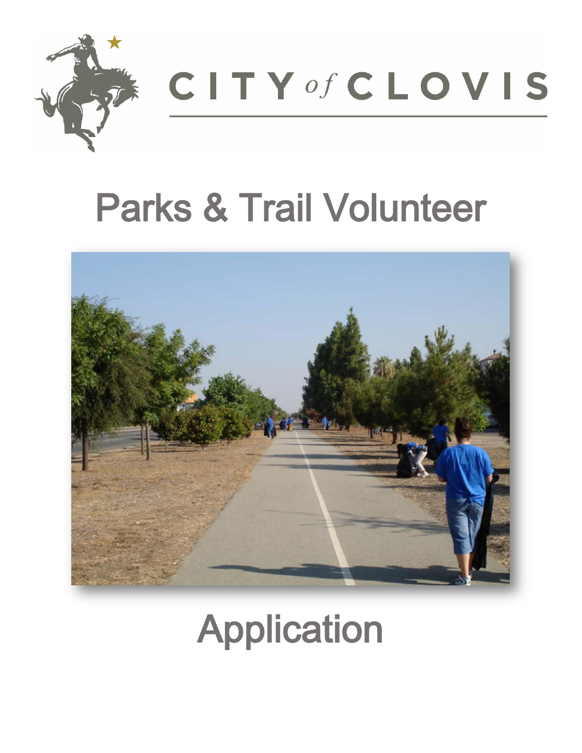# CITY of CLOVIS

# Parks & Trail Volunteer

# Application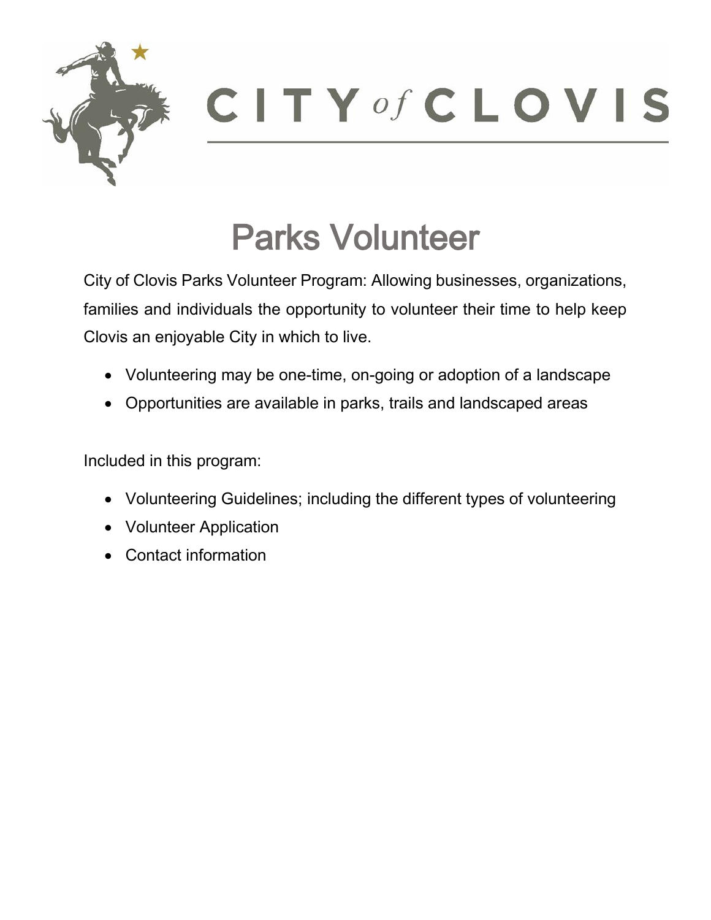# CITY *of* CLOVIS

## Parks Volunteer

City of Clovis Parks Volunteer Program: Allowing businesses, organizations, families and individuals the opportunity to volunteer their time to help keep Clovis an enjoyable City in which to live.

- Volunteering may be one-time, on-going or adoption of a landscape
- Opportunities are available in parks, trails and landscaped areas

Included in this program:

- Volunteering Guidelines; including the different types of volunteering
- Volunteer Application
- Contact information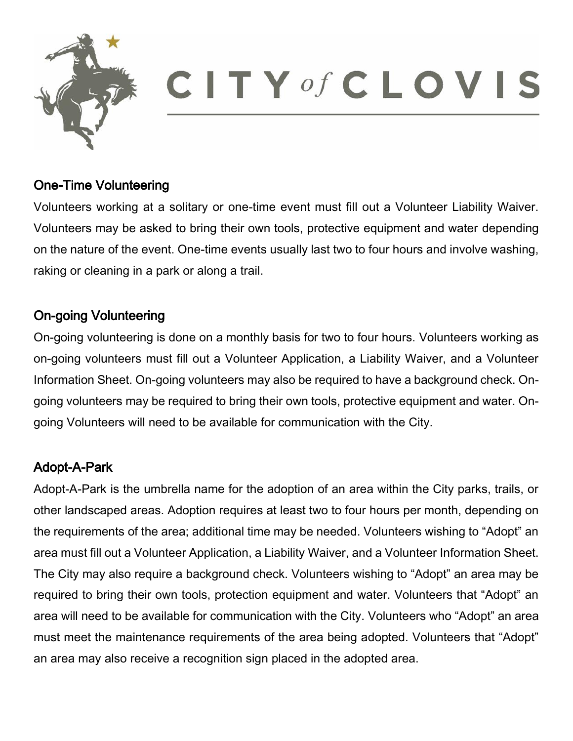CITY of CLOVIS

## One-Time Volunteering

Volunteers working at a solitary or one-time event must fill out a Volunteer Liability Waiver. Volunteers may be asked to bring their own tools, protective equipment and water depending on the nature of the event. One-time events usually last two to four hours and involve washing, raking or cleaning in a park or along a trail.

## On-going Volunteering

On-going volunteering is done on a monthly basis for two to four hours. Volunteers working as on-going volunteers must fill out a Volunteer Application, a Liability Waiver, and a Volunteer Information Sheet. On-going volunteers may also be required to have a background check. On-going volunteers may be required to bring their own tools, protective equipment and water. On-going Volunteers will need to be available for communication with the City.

## Adopt-A-Park

Adopt-A-Park is the umbrella name for the adoption of an area within the City parks, trails, or other landscaped areas. Adoption requires at least two to four hours per month, depending on the requirements of the area; additional time may be needed. Volunteers wishing to "Adopt" an area must fill out a Volunteer Application, a Liability Waiver, and a Volunteer Information Sheet. The City may also require a background check. Volunteers wishing to "Adopt" an area may be required to bring their own tools, protection equipment and water. Volunteers that "Adopt" an area will need to be available for communication with the City. Volunteers who "Adopt" an area must meet the maintenance requirements of the area being adopted. Volunteers that "Adopt" an area may also receive a recognition sign placed in the adopted area.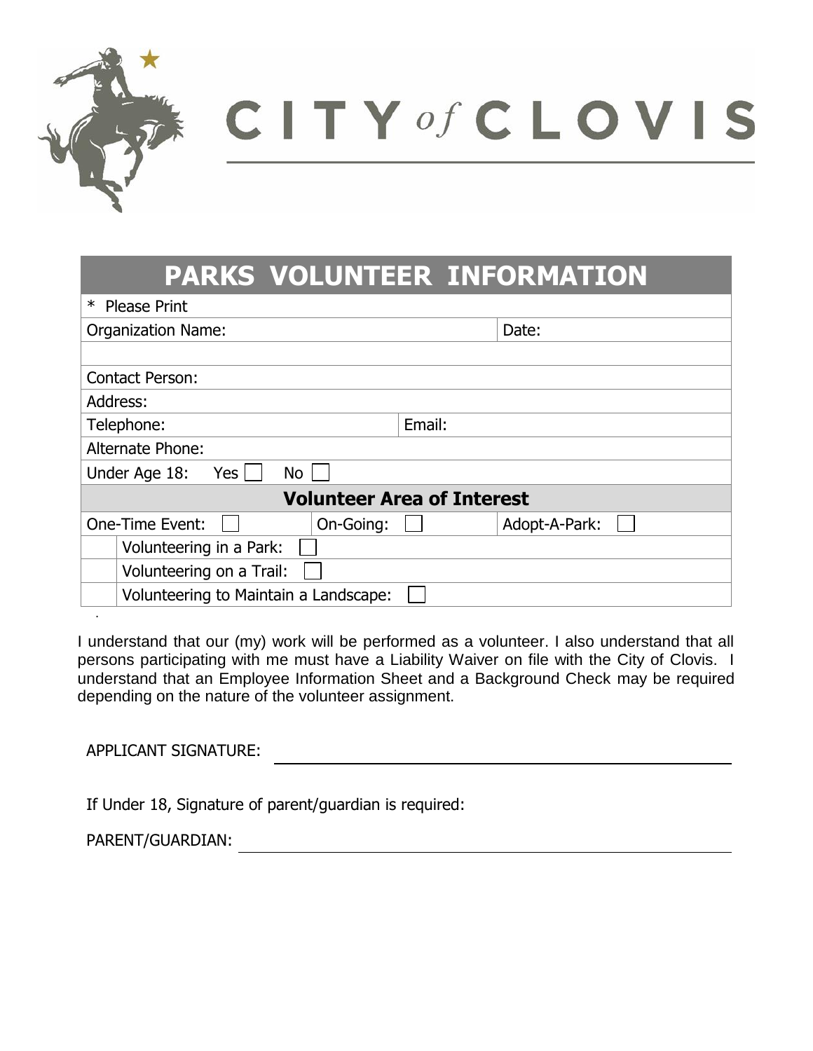# CITY of CLOVIS

## PARKS VOLUNTEER INFORMATION

| * Please Print | | |
|---|---|---|
| Organization Name: | | Date: |
| | | |
| Contact Person: | | |
| Address: | | |
| Telephone: | Email: | |
| Alternate Phone: | | |
| Under Age 18: Yes ☐ No ☐ | | |

### Volunteer Area of Interest

| One-Time Event: ☐ | On-Going: ☐ | Adopt-A-Park: ☐ |
|---|---|---|
| Volunteering in a Park: ☐ | | |
| Volunteering on a Trail: ☐ | | |
| Volunteering to Maintain a Landscape: ☐ | | |

I understand that our (my) work will be performed as a volunteer. I also understand that all persons participating with me must have a Liability Waiver on file with the City of Clovis. I understand that an Employee Information Sheet and a Background Check may be required depending on the nature of the volunteer assignment.

APPLICANT SIGNATURE: ______________________________

If Under 18, Signature of parent/guardian is required:

PARENT/GUARDIAN: ______________________________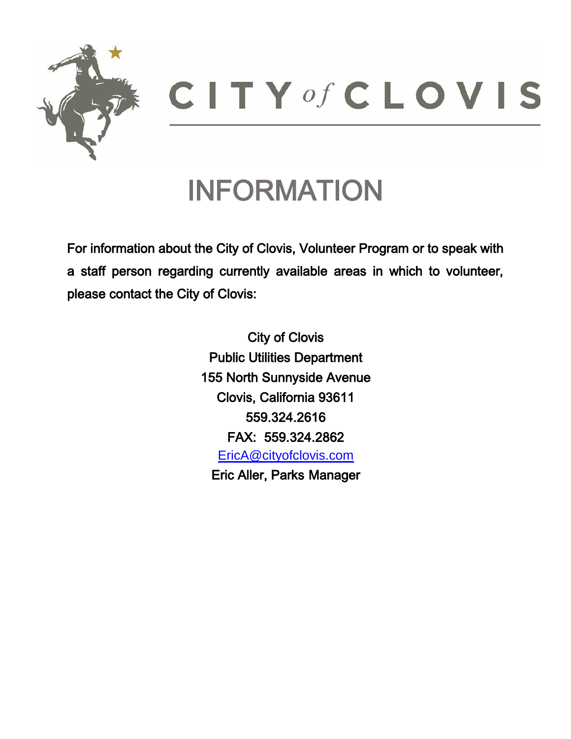CITY of CLOVIS

# INFORMATION

For information about the City of Clovis, Volunteer Program or to speak with a staff person regarding currently available areas in which to volunteer, please contact the City of Clovis:

City of Clovis
Public Utilities Department
155 North Sunnyside Avenue
Clovis, California 93611
559.324.2616
FAX: 559.324.2862
EricA@cityofclovis.com
Eric Aller, Parks Manager